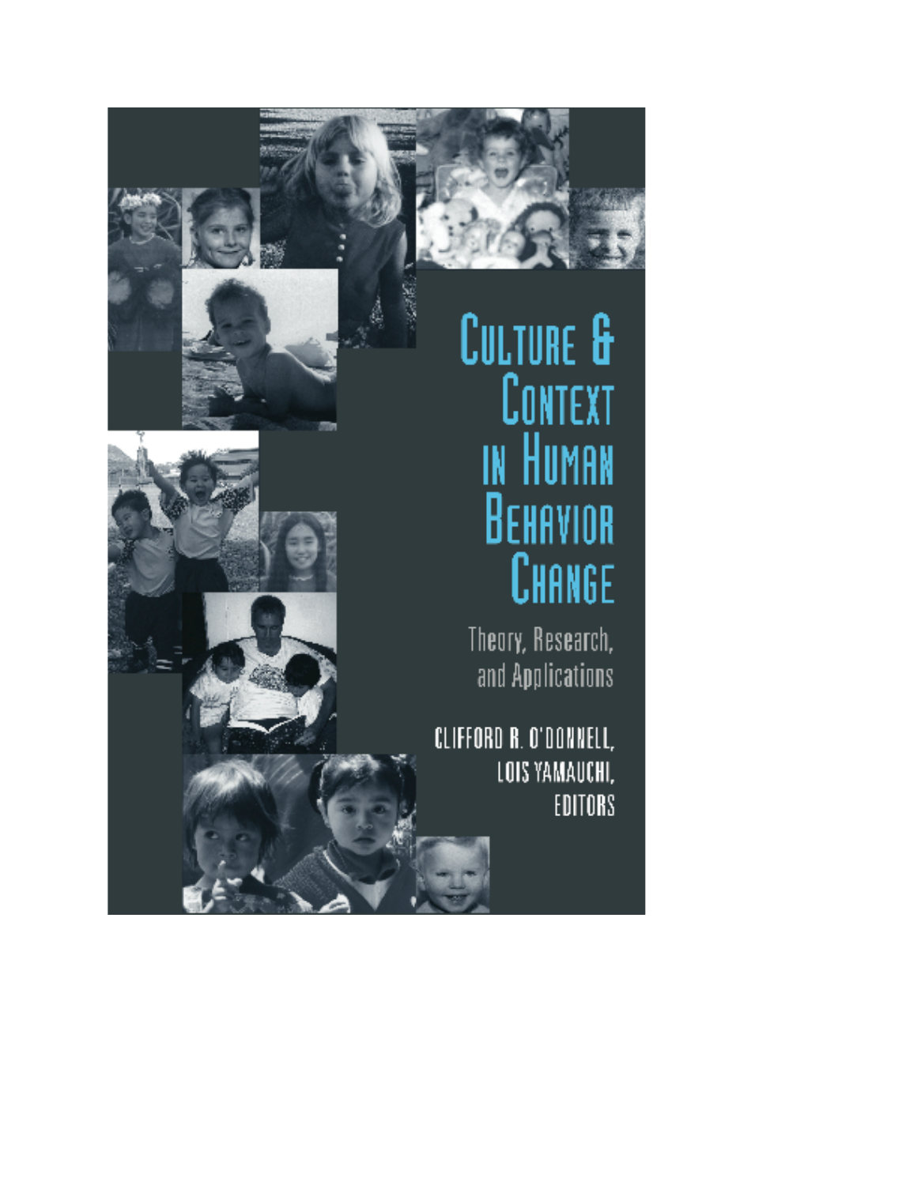# Culture & Context in Human Behavior Change

## Theory, Research, and Applications

Clifford R. O'Donnell, Lois Yamauchi, Editors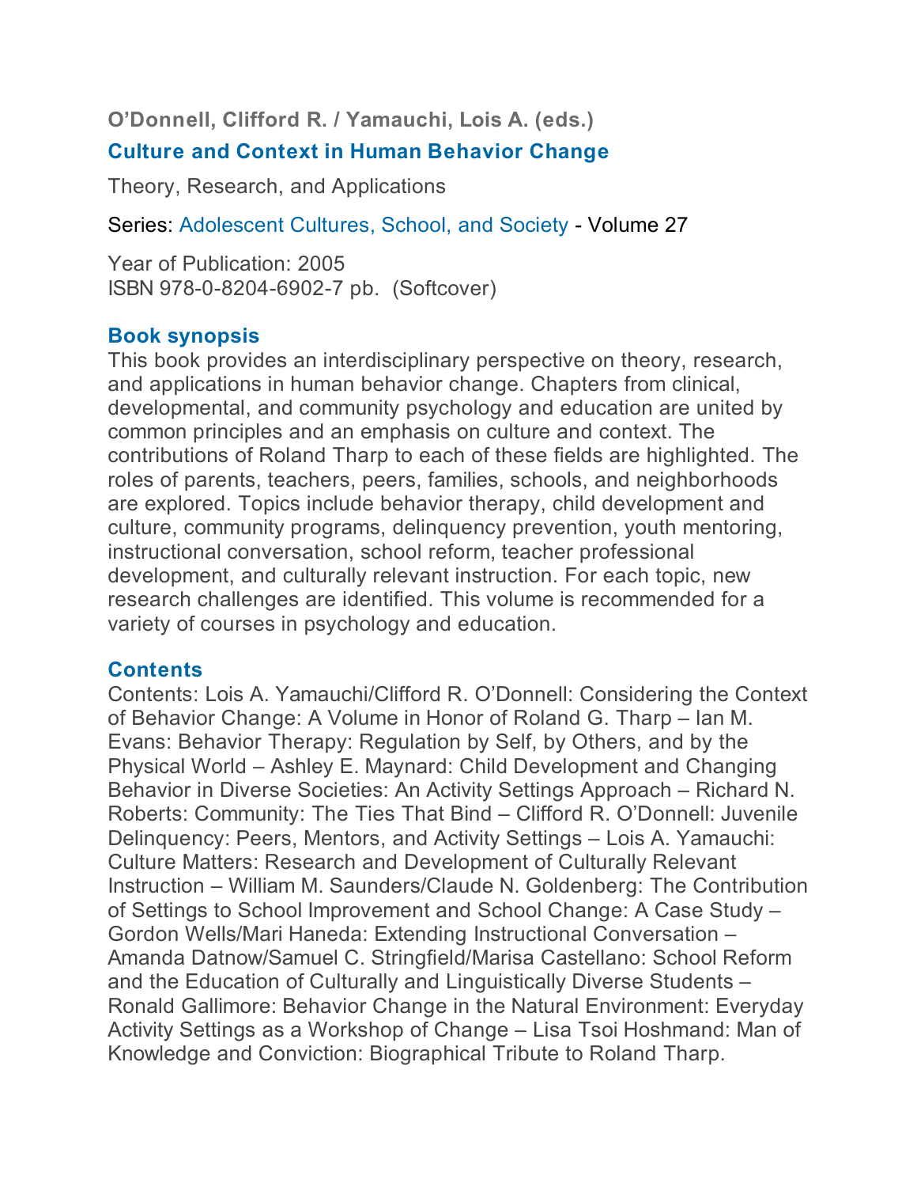**O'Donnell, Clifford R. / Yamauchi, Lois A. (eds.)**

## Culture and Context in Human Behavior Change

Theory, Research, and Applications

Series: Adolescent Cultures, School, and Society - Volume 27

Year of Publication: 2005
ISBN 978-0-8204-6902-7 pb. (Softcover)

### Book synopsis

This book provides an interdisciplinary perspective on theory, research, and applications in human behavior change. Chapters from clinical, developmental, and community psychology and education are united by common principles and an emphasis on culture and context. The contributions of Roland Tharp to each of these fields are highlighted. The roles of parents, teachers, peers, families, schools, and neighborhoods are explored. Topics include behavior therapy, child development and culture, community programs, delinquency prevention, youth mentoring, instructional conversation, school reform, teacher professional development, and culturally relevant instruction. For each topic, new research challenges are identified. This volume is recommended for a variety of courses in psychology and education.

### Contents

Contents: Lois A. Yamauchi/Clifford R. O'Donnell: Considering the Context of Behavior Change: A Volume in Honor of Roland G. Tharp – Ian M. Evans: Behavior Therapy: Regulation by Self, by Others, and by the Physical World – Ashley E. Maynard: Child Development and Changing Behavior in Diverse Societies: An Activity Settings Approach – Richard N. Roberts: Community: The Ties That Bind – Clifford R. O'Donnell: Juvenile Delinquency: Peers, Mentors, and Activity Settings – Lois A. Yamauchi: Culture Matters: Research and Development of Culturally Relevant Instruction – William M. Saunders/Claude N. Goldenberg: The Contribution of Settings to School Improvement and School Change: A Case Study – Gordon Wells/Mari Haneda: Extending Instructional Conversation – Amanda Datnow/Samuel C. Stringfield/Marisa Castellano: School Reform and the Education of Culturally and Linguistically Diverse Students – Ronald Gallimore: Behavior Change in the Natural Environment: Everyday Activity Settings as a Workshop of Change – Lisa Tsoi Hoshmand: Man of Knowledge and Conviction: Biographical Tribute to Roland Tharp.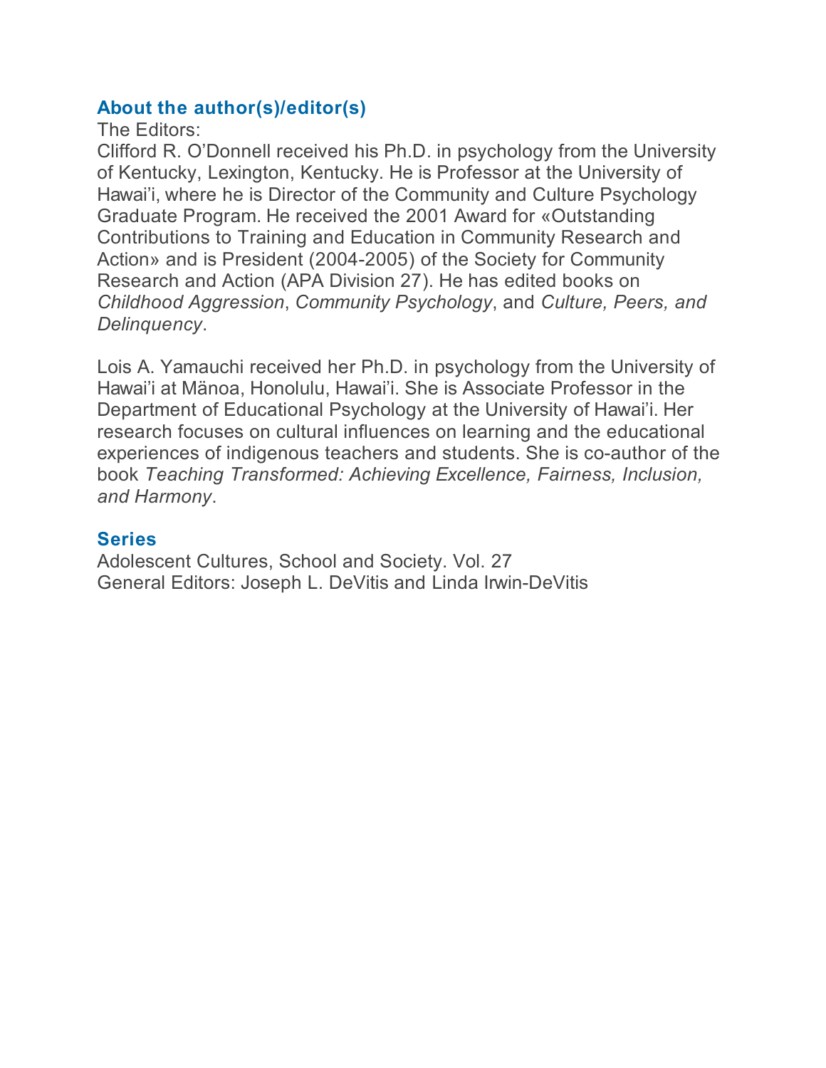## About the author(s)/editor(s)

The Editors:

Clifford R. O'Donnell received his Ph.D. in psychology from the University of Kentucky, Lexington, Kentucky. He is Professor at the University of Hawai'i, where he is Director of the Community and Culture Psychology Graduate Program. He received the 2001 Award for «Outstanding Contributions to Training and Education in Community Research and Action» and is President (2004-2005) of the Society for Community Research and Action (APA Division 27). He has edited books on *Childhood Aggression*, *Community Psychology*, and *Culture, Peers, and Delinquency*.

Lois A. Yamauchi received her Ph.D. in psychology from the University of Hawai'i at Mänoa, Honolulu, Hawai'i. She is Associate Professor in the Department of Educational Psychology at the University of Hawai'i. Her research focuses on cultural influences on learning and the educational experiences of indigenous teachers and students. She is co-author of the book *Teaching Transformed: Achieving Excellence, Fairness, Inclusion, and Harmony*.

## Series

Adolescent Cultures, School and Society. Vol. 27
General Editors: Joseph L. DeVitis and Linda Irwin-DeVitis